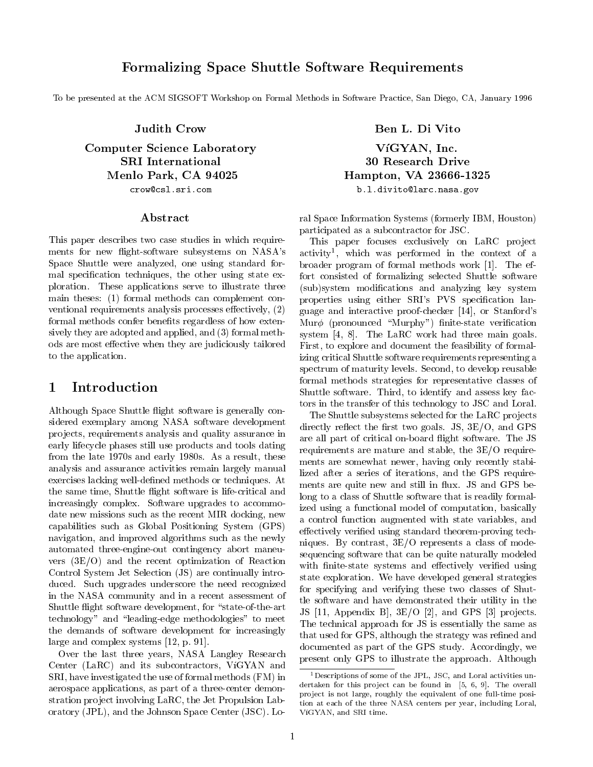# Formalizing Space Shuttle Software Requirements

To be presented at the ACM SIGSOFT Workshop on Formal Methods in Software Practice, San Diego, CA, January 1996

**Judith Crow**
**Computer Science Laboratory**
**SRI International**
**Menlo Park, CA 94025**
crow@csl.sri.com

**Ben L. Di Vito**
**VíGYAN, Inc.**
**30 Research Drive**
**Hampton, VA 23666-1325**
b.l.divito@larc.nasa.gov

## Abstract

This paper describes two case studies in which requirements for new flight-software subsystems on NASA's Space Shuttle were analyzed, one using standard formal specification techniques, the other using state exploration. These applications serve to illustrate three main theses: (1) formal methods can complement conventional requirements analysis processes effectively, (2) formal methods confer benefits regardless of how extensively they are adopted and applied, and (3) formal methods are most effective when they are judiciously tailored to the application.

## 1 Introduction

Although Space Shuttle flight software is generally considered exemplary among NASA software development projects, requirements analysis and quality assurance in early lifecycle phases still use products and tools dating from the late 1970s and early 1980s. As a result, these analysis and assurance activities remain largely manual exercises lacking well-defined methods or techniques. At the same time, Shuttle flight software is life-critical and increasingly complex. Software upgrades to accommodate new missions such as the recent MIR docking, new capabilities such as Global Positioning System (GPS) navigation, and improved algorithms such as the newly automated three-engine-out contingency abort maneuvers (3E/O) and the recent optimization of Reaction Control System Jet Selection (JS) are continually introduced. Such upgrades underscore the need recognized in the NASA community and in a recent assessment of Shuttle flight software development, for "state-of-the-art technology" and "leading-edge methodologies" to meet the demands of software development for increasingly large and complex systems [12, p. 91].

Over the last three years, NASA Langley Research Center (LaRC) and its subcontractors, VíGYAN and SRI, have investigated the use of formal methods (FM) in aerospace applications, as part of a three-center demonstration project involving LaRC, the Jet Propulsion Laboratory (JPL), and the Johnson Space Center (JSC). Loral Space Information Systems (formerly IBM, Houston) participated as a subcontractor for JSC.

This paper focuses exclusively on LaRC project activity[1], which was performed in the context of a broader program of formal methods work [1]. The effort consisted of formalizing selected Shuttle software (sub)system modifications and analyzing key system properties using either SRI's PVS specification language and interactive proof-checker [14], or Stanford's Mur$\phi$ (pronounced "Murphy") finite-state verification system [4, 8]. The LaRC work had three main goals. First, to explore and document the feasibility of formalizing critical Shuttle software requirements representing a spectrum of maturity levels. Second, to develop reusable formal methods strategies for representative classes of Shuttle software. Third, to identify and assess key factors in the transfer of this technology to JSC and Loral.

The Shuttle subsystems selected for the LaRC projects directly reflect the first two goals. JS, 3E/O, and GPS are all part of critical on-board flight software. The JS requirements are mature and stable, the 3E/O requirements are somewhat newer, having only recently stabilized after a series of iterations, and the GPS requirements are quite new and still in flux. JS and GPS belong to a class of Shuttle software that is readily formalized using a functional model of computation, basically a control function augmented with state variables, and effectively verified using standard theorem-proving techniques. By contrast, 3E/O represents a class of mode-sequencing software that can be quite naturally modeled with finite-state systems and effectively verified using state exploration. We have developed general strategies for specifying and verifying these two classes of Shuttle software and have demonstrated their utility in the JS [11, Appendix B], 3E/O [2], and GPS [3] projects. The technical approach for JS is essentially the same as that used for GPS, although the strategy was refined and documented as part of the GPS study. Accordingly, we present only GPS to illustrate the approach. Although

[1] Descriptions of some of the JPL, JSC, and Loral activities undertaken for this project can be found in [5, 6, 9]. The overall project is not large, roughly the equivalent of one full-time position at each of the three NASA centers per year, including Loral, VíGYAN, and SRI time.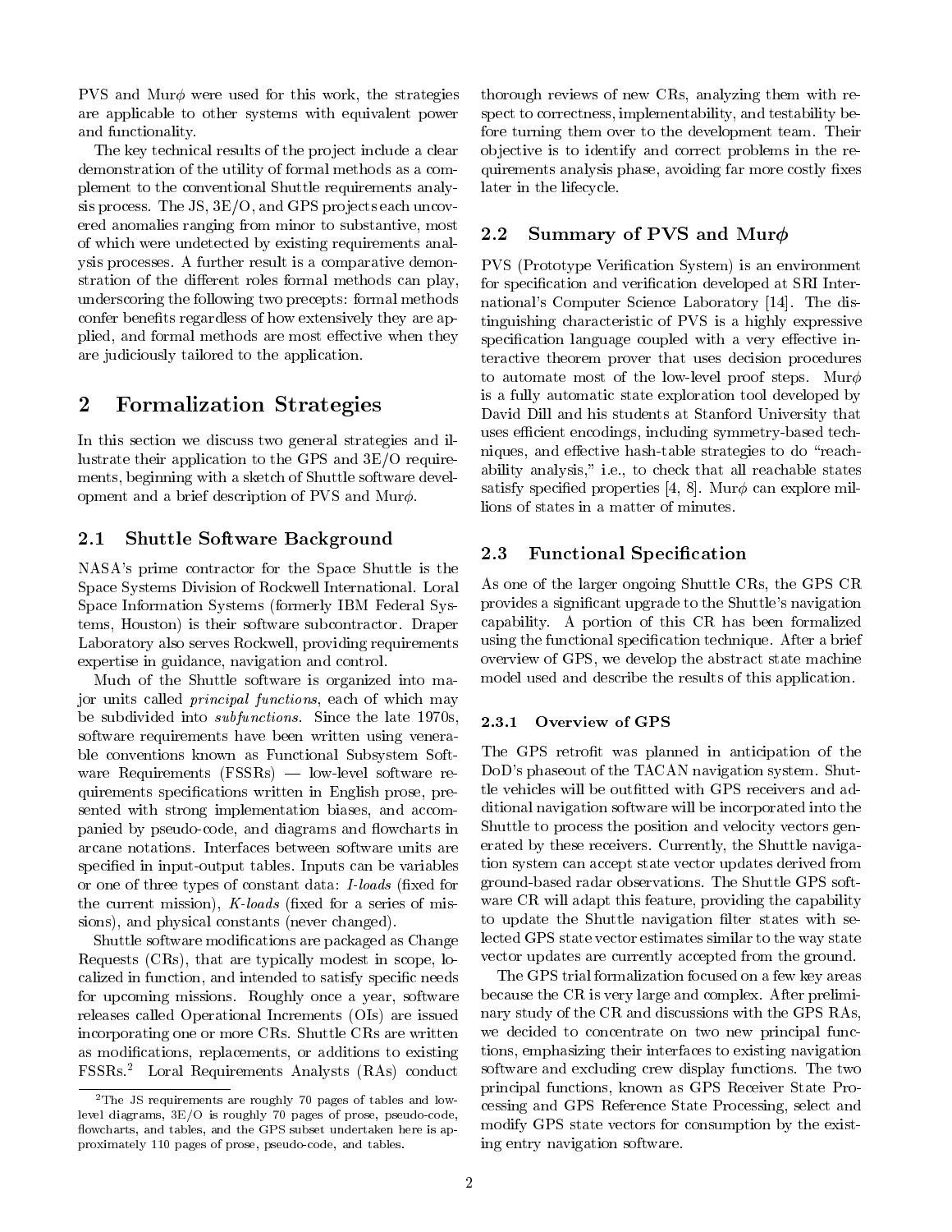PVS and Mur$\phi$ were used for this work, the strategies are applicable to other systems with equivalent power and functionality.

The key technical results of the project include a clear demonstration of the utility of formal methods as a complement to the conventional Shuttle requirements analysis process. The JS, 3E/O, and GPS projects each uncovered anomalies ranging from minor to substantive, most of which were undetected by existing requirements analysis processes. A further result is a comparative demonstration of the different roles formal methods can play, underscoring the following two precepts: formal methods confer benefits regardless of how extensively they are applied, and formal methods are most effective when they are judiciously tailored to the application.

# 2 Formalization Strategies

In this section we discuss two general strategies and illustrate their application to the GPS and 3E/O requirements, beginning with a sketch of Shuttle software development and a brief description of PVS and Mur$\phi$.

## 2.1 Shuttle Software Background

NASA's prime contractor for the Space Shuttle is the Space Systems Division of Rockwell International. Loral Space Information Systems (formerly IBM Federal Systems, Houston) is their software subcontractor. Draper Laboratory also serves Rockwell, providing requirements expertise in guidance, navigation and control.

Much of the Shuttle software is organized into major units called *principal functions*, each of which may be subdivided into *subfunctions*. Since the late 1970s, software requirements have been written using venerable conventions known as Functional Subsystem Software Requirements (FSSRs) — low-level software requirements specifications written in English prose, presented with strong implementation biases, and accompanied by pseudo-code, and diagrams and flowcharts in arcane notations. Interfaces between software units are specified in input-output tables. Inputs can be variables or one of three types of constant data: *I-loads* (fixed for the current mission), *K-loads* (fixed for a series of missions), and physical constants (never changed).

Shuttle software modifications are packaged as Change Requests (CRs), that are typically modest in scope, localized in function, and intended to satisfy specific needs for upcoming missions. Roughly once a year, software releases called Operational Increments (OIs) are issued incorporating one or more CRs. Shuttle CRs are written as modifications, replacements, or additions to existing FSSRs.[2] Loral Requirements Analysts (RAs) conduct thorough reviews of new CRs, analyzing them with respect to correctness, implementability, and testability before turning them over to the development team. Their objective is to identify and correct problems in the requirements analysis phase, avoiding far more costly fixes later in the lifecycle.

[2] The JS requirements are roughly 70 pages of tables and low-level diagrams, 3E/O is roughly 70 pages of prose, pseudo-code, flowcharts, and tables, and the GPS subset undertaken here is approximately 110 pages of prose, pseudo-code, and tables.

## 2.2 Summary of PVS and Mur$\phi$

PVS (Prototype Verification System) is an environment for specification and verification developed at SRI International's Computer Science Laboratory [14]. The distinguishing characteristic of PVS is a highly expressive specification language coupled with a very effective interactive theorem prover that uses decision procedures to automate most of the low-level proof steps. Mur$\phi$ is a fully automatic state exploration tool developed by David Dill and his students at Stanford University that uses efficient encodings, including symmetry-based techniques, and effective hash-table strategies to do "reachability analysis," i.e., to check that all reachable states satisfy specified properties [4, 8]. Mur$\phi$ can explore millions of states in a matter of minutes.

## 2.3 Functional Specification

As one of the larger ongoing Shuttle CRs, the GPS CR provides a significant upgrade to the Shuttle's navigation capability. A portion of this CR has been formalized using the functional specification technique. After a brief overview of GPS, we develop the abstract state machine model used and describe the results of this application.

### 2.3.1 Overview of GPS

The GPS retrofit was planned in anticipation of the DoD's phaseout of the TACAN navigation system. Shuttle vehicles will be outfitted with GPS receivers and additional navigation software will be incorporated into the Shuttle to process the position and velocity vectors generated by these receivers. Currently, the Shuttle navigation system can accept state vector updates derived from ground-based radar observations. The Shuttle GPS software CR will adapt this feature, providing the capability to update the Shuttle navigation filter states with selected GPS state vector estimates similar to the way state vector updates are currently accepted from the ground.

The GPS trial formalization focused on a few key areas because the CR is very large and complex. After preliminary study of the CR and discussions with the GPS RAs, we decided to concentrate on two new principal functions, emphasizing their interfaces to existing navigation software and excluding crew display functions. The two principal functions, known as GPS Receiver State Processing and GPS Reference State Processing, select and modify GPS state vectors for consumption by the existing entry navigation software.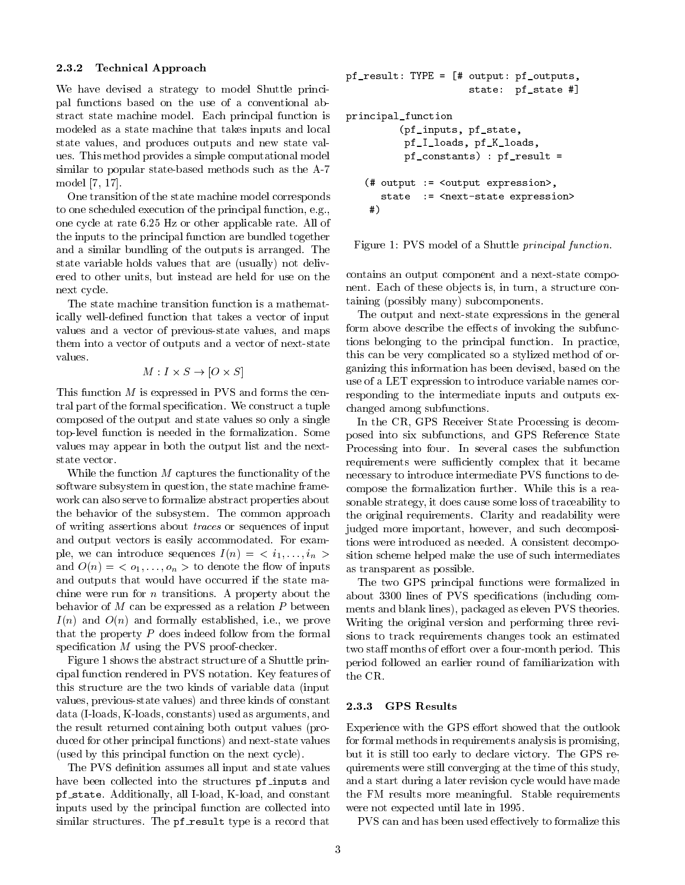### 2.3.2 Technical Approach

We have devised a strategy to model Shuttle principal functions based on the use of a conventional abstract state machine model. Each principal function is modeled as a state machine that takes inputs and local state values, and produces outputs and new state values. This method provides a simple computational model similar to popular state-based methods such as the A-7 model [7, 17].

One transition of the state machine model corresponds to one scheduled execution of the principal function, e.g., one cycle at rate 6.25 Hz or other applicable rate. All of the inputs to the principal function are bundled together and a similar bundling of the outputs is arranged. The state variable holds values that are (usually) not delivered to other units, but instead are held for use on the next cycle.

The state machine transition function is a mathematically well-defined function that takes a vector of input values and a vector of previous-state values, and maps them into a vector of outputs and a vector of next-state values.

$$M : I \times S \rightarrow [O \times S]$$

This function $M$ is expressed in PVS and forms the central part of the formal specification. We construct a tuple composed of the output and state values so only a single top-level function is needed in the formalization. Some values may appear in both the output list and the next-state vector.

While the function $M$ captures the functionality of the software subsystem in question, the state machine framework can also serve to formalize abstract properties about the behavior of the subsystem. The common approach of writing assertions about *traces* or sequences of input and output vectors is easily accommodated. For example, we can introduce sequences $I(n) = < i_1, \ldots, i_n >$ and $O(n) = < o_1, \ldots, o_n >$ to denote the flow of inputs and outputs that would have occurred if the state machine were run for $n$ transitions. A property about the behavior of $M$ can be expressed as a relation $P$ between $I(n)$ and $O(n)$ and formally established, i.e., we prove that the property $P$ does indeed follow from the formal specification $M$ using the PVS proof-checker.

Figure 1 shows the abstract structure of a Shuttle principal function rendered in PVS notation. Key features of this structure are the two kinds of variable data (input values, previous-state values) and three kinds of constant data (I-loads, K-loads, constants) used as arguments, and the result returned containing both output values (produced for other principal functions) and next-state values (used by this principal function on the next cycle).

The PVS definition assumes all input and state values have been collected into the structures `pf_inputs` and `pf_state`. Additionally, all I-load, K-load, and constant inputs used by the principal function are collected into similar structures. The `pf_result` type is a record that contains an output component and a next-state component. Each of these objects is, in turn, a structure containing (possibly many) subcomponents.

```
pf_result: TYPE = [# output: pf_outputs,
                     state:  pf_state #]

principal_function
        (pf_inputs, pf_state,
         pf_I_loads, pf_K_loads,
         pf_constants) : pf_result =

   (# output := <output expression>,
      state  := <next-state expression>
    #)
```

Figure 1: PVS model of a Shuttle *principal function*.

The output and next-state expressions in the general form above describe the effects of invoking the subfunctions belonging to the principal function. In practice, this can be very complicated so a stylized method of organizing this information has been devised, based on the use of a LET expression to introduce variable names corresponding to the intermediate inputs and outputs exchanged among subfunctions.

In the CR, GPS Receiver State Processing is decomposed into six subfunctions, and GPS Reference State Processing into four. In several cases the subfunction requirements were sufficiently complex that it became necessary to introduce intermediate PVS functions to decompose the formalization further. While this is a reasonable strategy, it does cause some loss of traceability to the original requirements. Clarity and readability were judged more important, however, and such decompositions were introduced as needed. A consistent decomposition scheme helped make the use of such intermediates as transparent as possible.

The two GPS principal functions were formalized in about 3300 lines of PVS specifications (including comments and blank lines), packaged as eleven PVS theories. Writing the original version and performing three revisions to track requirements changes took an estimated two staff months of effort over a four-month period. This period followed an earlier round of familiarization with the CR.

### 2.3.3 GPS Results

Experience with the GPS effort showed that the outlook for formal methods in requirements analysis is promising, but it is still too early to declare victory. The GPS requirements were still converging at the time of this study, and a start during a later revision cycle would have made the FM results more meaningful. Stable requirements were not expected until late in 1995.

PVS can and has been used effectively to formalize this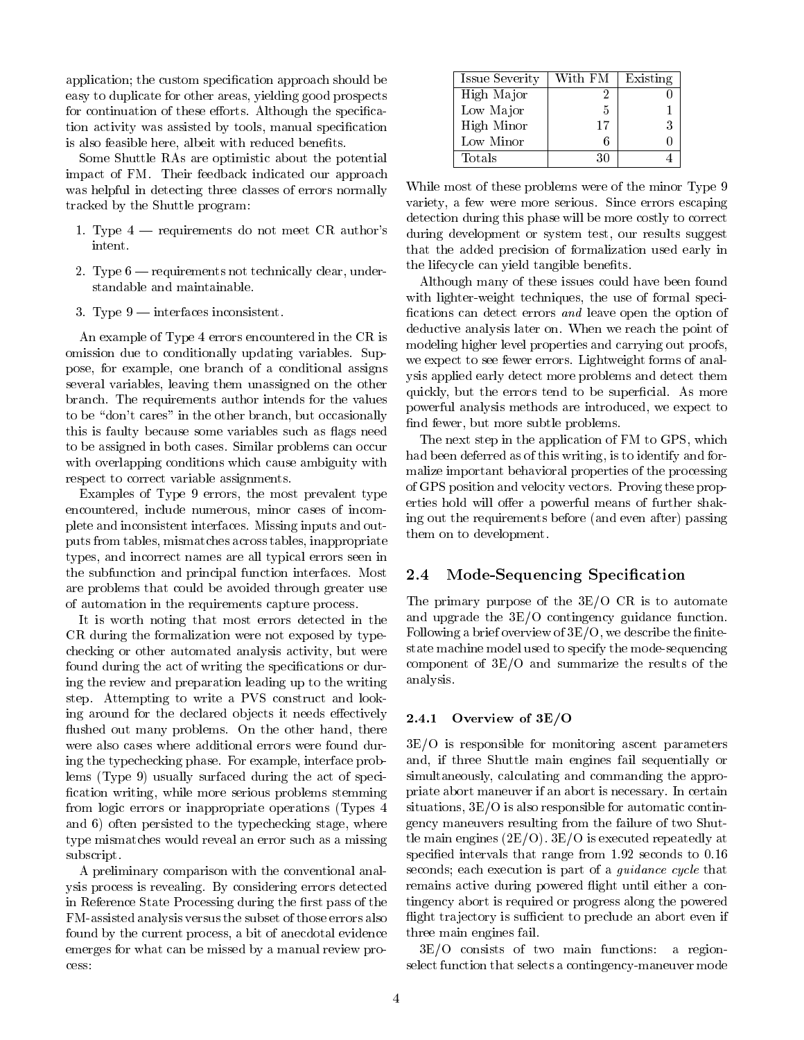application; the custom specification approach should be easy to duplicate for other areas, yielding good prospects for continuation of these efforts. Although the specification activity was assisted by tools, manual specification is also feasible here, albeit with reduced benefits.

Some Shuttle RAs are optimistic about the potential impact of FM. Their feedback indicated our approach was helpful in detecting three classes of errors normally tracked by the Shuttle program:

1. Type 4 — requirements do not meet CR author's intent.
2. Type 6 — requirements not technically clear, understandable and maintainable.
3. Type 9 — interfaces inconsistent.

An example of Type 4 errors encountered in the CR is omission due to conditionally updating variables. Suppose, for example, one branch of a conditional assigns several variables, leaving them unassigned on the other branch. The requirements author intends for the values to be "don't cares" in the other branch, but occasionally this is faulty because some variables such as flags need to be assigned in both cases. Similar problems can occur with overlapping conditions which cause ambiguity with respect to correct variable assignments.

Examples of Type 9 errors, the most prevalent type encountered, include numerous, minor cases of incomplete and inconsistent interfaces. Missing inputs and outputs from tables, mismatches across tables, inappropriate types, and incorrect names are all typical errors seen in the subfunction and principal function interfaces. Most are problems that could be avoided through greater use of automation in the requirements capture process.

It is worth noting that most errors detected in the CR during the formalization were not exposed by typechecking or other automated analysis activity, but were found during the act of writing the specifications or during the review and preparation leading up to the writing step. Attempting to write a PVS construct and looking around for the declared objects it needs effectively flushed out many problems. On the other hand, there were also cases where additional errors were found during the typechecking phase. For example, interface problems (Type 9) usually surfaced during the act of specification writing, while more serious problems stemming from logic errors or inappropriate operations (Types 4 and 6) often persisted to the typechecking stage, where type mismatches would reveal an error such as a missing subscript.

A preliminary comparison with the conventional analysis process is revealing. By considering errors detected in Reference State Processing during the first pass of the FM-assisted analysis versus the subset of those errors also found by the current process, a bit of anecdotal evidence emerges for what can be missed by a manual review process:

| Issue Severity | With FM | Existing |
|---|---|---|
| High Major | 2 | 0 |
| Low Major | 5 | 1 |
| High Minor | 17 | 3 |
| Low Minor | 6 | 0 |
| Totals | 30 | 4 |

While most of these problems were of the minor Type 9 variety, a few were more serious. Since errors escaping detection during this phase will be more costly to correct during development or system test, our results suggest that the added precision of formalization used early in the lifecycle can yield tangible benefits.

Although many of these issues could have been found with lighter-weight techniques, the use of formal specifications can detect errors *and* leave open the option of deductive analysis later on. When we reach the point of modeling higher level properties and carrying out proofs, we expect to see fewer errors. Lightweight forms of analysis applied early detect more problems and detect them quickly, but the errors tend to be superficial. As more powerful analysis methods are introduced, we expect to find fewer, but more subtle problems.

The next step in the application of FM to GPS, which had been deferred as of this writing, is to identify and formalize important behavioral properties of the processing of GPS position and velocity vectors. Proving these properties hold will offer a powerful means of further shaking out the requirements before (and even after) passing them on to development.

## 2.4 Mode-Sequencing Specification

The primary purpose of the 3E/O CR is to automate and upgrade the 3E/O contingency guidance function. Following a brief overview of 3E/O, we describe the finite-state machine model used to specify the mode-sequencing component of 3E/O and summarize the results of the analysis.

### 2.4.1 Overview of 3E/O

3E/O is responsible for monitoring ascent parameters and, if three Shuttle main engines fail sequentially or simultaneously, calculating and commanding the appropriate abort maneuver if an abort is necessary. In certain situations, 3E/O is also responsible for automatic contingency maneuvers resulting from the failure of two Shuttle main engines (2E/O). 3E/O is executed repeatedly at specified intervals that range from 1.92 seconds to 0.16 seconds; each execution is part of a *guidance cycle* that remains active during powered flight until either a contingency abort is required or progress along the powered flight trajectory is sufficient to preclude an abort even if three main engines fail.

3E/O consists of two main functions: a region-select function that selects a contingency-maneuver mode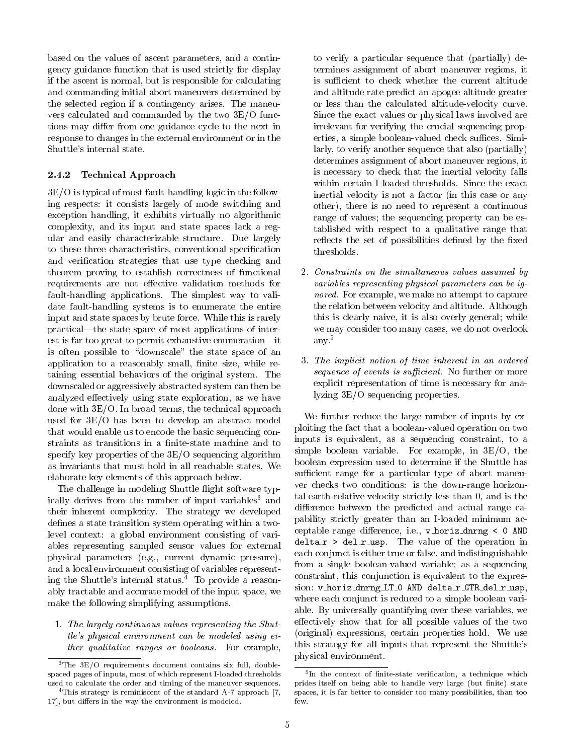based on the values of ascent parameters, and a contingency guidance function that is used strictly for display if the ascent is normal, but is responsible for calculating and commanding initial abort maneuvers determined by the selected region if a contingency arises. The maneuvers calculated and commanded by the two 3E/O functions may differ from one guidance cycle to the next in response to changes in the external environment or in the Shuttle's internal state.

### 2.4.2 Technical Approach

3E/O is typical of most fault-handling logic in the following respects: it consists largely of mode switching and exception handling, it exhibits virtually no algorithmic complexity, and its input and state spaces lack a regular and easily characterizable structure. Due largely to these three characteristics, conventional specification and verification strategies that use type checking and theorem proving to establish correctness of functional requirements are not effective validation methods for fault-handling applications. The simplest way to validate fault-handling systems is to enumerate the entire input and state spaces by brute force. While this is rarely practical—the state space of most applications of interest is far too great to permit exhaustive enumeration—it is often possible to "downscale" the state space of an application to a reasonably small, finite size, while retaining essential behaviors of the original system. The downscaled or aggressively abstracted system can then be analyzed effectively using state exploration, as we have done with 3E/O. In broad terms, the technical approach used for 3E/O has been to develop an abstract model that would enable us to encode the basic sequencing constraints as transitions in a finite-state machine and to specify key properties of the 3E/O sequencing algorithm as invariants that must hold in all reachable states. We elaborate key elements of this approach below.

The challenge in modeling Shuttle flight software typically derives from the number of input variables[3] and their inherent complexity. The strategy we developed defines a state transition system operating within a two-level context: a global environment consisting of variables representing sampled sensor values for external physical parameters (e.g., current dynamic pressure), and a local environment consisting of variables representing the Shuttle's internal status.[4] To provide a reasonably tractable and accurate model of the input space, we make the following simplifying assumptions.

1. *The largely continuous values representing the Shuttle's physical environment can be modeled using either qualitative ranges or booleans.* For example, to verify a particular sequence that (partially) determines assignment of abort maneuver regions, it is sufficient to check whether the current altitude and altitude rate predict an apogee altitude greater or less than the calculated altitude-velocity curve. Since the exact values or physical laws involved are irrelevant for verifying the crucial sequencing properties, a simple boolean-valued check suffices. Similarly, to verify another sequence that also (partially) determines assignment of abort maneuver regions, it is necessary to check that the inertial velocity falls within certain I-loaded thresholds. Since the exact inertial velocity is not a factor (in this case or any other), there is no need to represent a continuous range of values; the sequencing property can be established with respect to a qualitative range that reflects the set of possibilities defined by the fixed thresholds.

2. *Constraints on the simultaneous values assumed by variables representing physical parameters can be ignored.* For example, we make no attempt to capture the relation between velocity and altitude. Although this is clearly naive, it is also overly general; while we may consider too many cases, we do not overlook any.[5]

3. *The implicit notion of time inherent in an ordered sequence of events is sufficient.* No further or more explicit representation of time is necessary for analyzing 3E/O sequencing properties.

We further reduce the large number of inputs by exploiting the fact that a boolean-valued operation on two inputs is equivalent, as a sequencing constraint, to a simple boolean variable. For example, in 3E/O, the boolean expression used to determine if the Shuttle has sufficient range for a particular type of abort maneuver checks two conditions: is the down-range horizontal earth-relative velocity strictly less than 0, and is the difference between the predicted and actual range capability strictly greater than an I-loaded minimum acceptable range difference, i.e., `v_horiz_dnrng < 0 AND delta_r > del_r_usp`. The value of the operation in each conjunct is either true or false, and indistinguishable from a single boolean-valued variable; as a sequencing constraint, this conjunction is equivalent to the expression: `v_horiz_dnrng_LT_0 AND delta_r_GTR_del_r_usp`, where each conjunct is reduced to a simple boolean variable. By universally quantifying over these variables, we effectively show that for all possible values of the two (original) expressions, certain properties hold. We use this strategy for all inputs that represent the Shuttle's physical environment.

---

[3] The 3E/O requirements document contains six full, double-spaced pages of inputs, most of which represent I-loaded thresholds used to calculate the order and timing of the maneuver sequences.

[4] This strategy is reminiscent of the standard A-7 approach [7, 17], but differs in the way the environment is modeled.

[5] In the context of finite-state verification, a technique which prides itself on being able to handle very large (but finite) state spaces, it is far better to consider too many possibilities, than too few.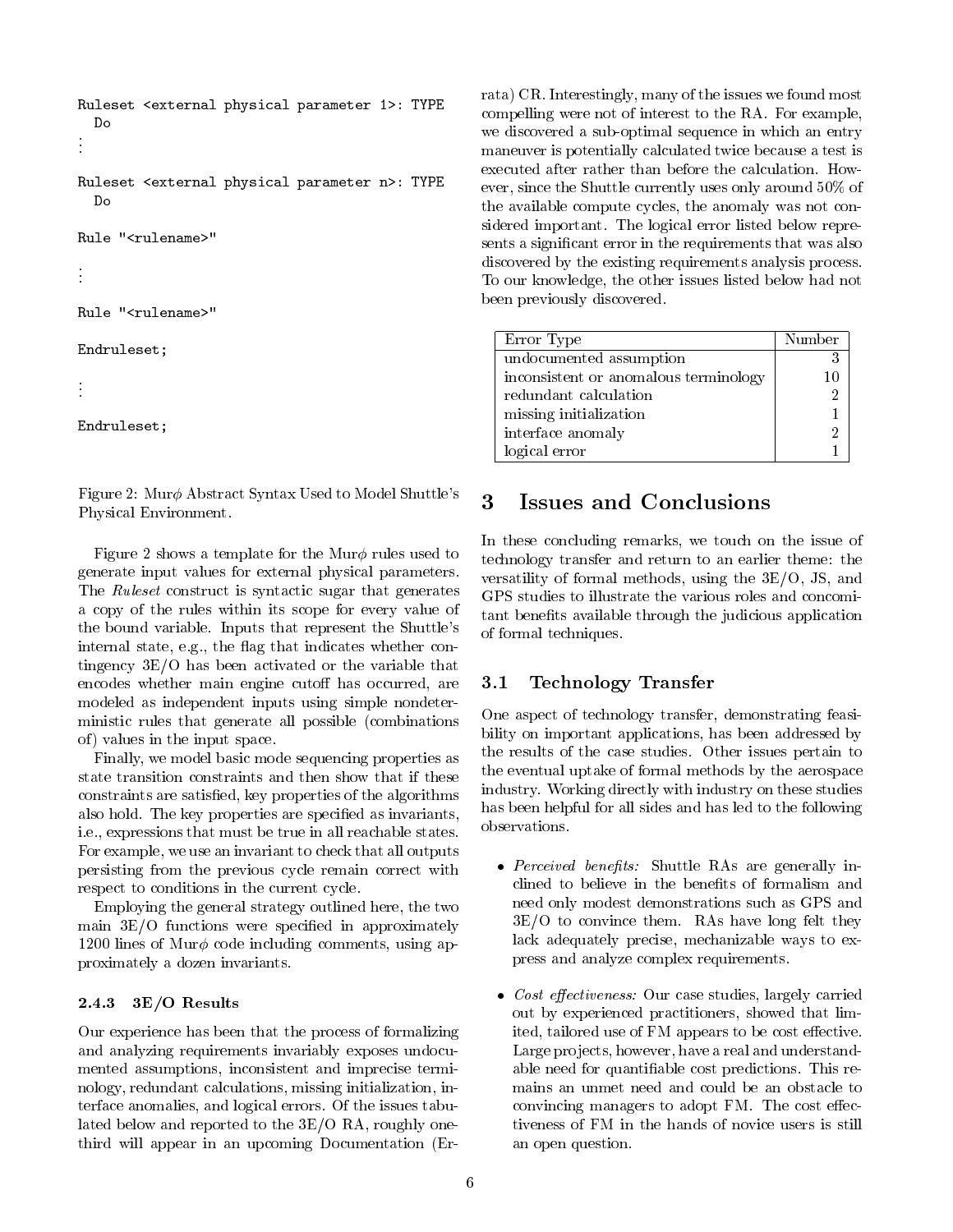```
Ruleset <external physical parameter 1>: TYPE
  Do
⋮

Ruleset <external physical parameter n>: TYPE
  Do

Rule "<rulename>"

⋮

Rule "<rulename>"

Endruleset;

⋮

Endruleset;
```

Figure 2: Mur$\phi$ Abstract Syntax Used to Model Shuttle's Physical Environment.

Figure 2 shows a template for the Mur$\phi$ rules used to generate input values for external physical parameters. The *Ruleset* construct is syntactic sugar that generates a copy of the rules within its scope for every value of the bound variable. Inputs that represent the Shuttle's internal state, e.g., the flag that indicates whether contingency 3E/O has been activated or the variable that encodes whether main engine cutoff has occurred, are modeled as independent inputs using simple nondeterministic rules that generate all possible (combinations of) values in the input space.

Finally, we model basic mode sequencing properties as state transition constraints and then show that if these constraints are satisfied, key properties of the algorithms also hold. The key properties are specified as invariants, i.e., expressions that must be true in all reachable states. For example, we use an invariant to check that all outputs persisting from the previous cycle remain correct with respect to conditions in the current cycle.

Employing the general strategy outlined here, the two main 3E/O functions were specified in approximately 1200 lines of Mur$\phi$ code including comments, using approximately a dozen invariants.

#### 2.4.3 3E/O Results

Our experience has been that the process of formalizing and analyzing requirements invariably exposes undocumented assumptions, inconsistent and imprecise terminology, redundant calculations, missing initialization, interface anomalies, and logical errors. Of the issues tabulated below and reported to the 3E/O RA, roughly one-third will appear in an upcoming Documentation (Errata) CR. Interestingly, many of the issues we found most compelling were not of interest to the RA. For example, we discovered a sub-optimal sequence in which an entry maneuver is potentially calculated twice because a test is executed after rather than before the calculation. However, since the Shuttle currently uses only around 50% of the available compute cycles, the anomaly was not considered important. The logical error listed below represents a significant error in the requirements that was also discovered by the existing requirements analysis process. To our knowledge, the other issues listed below had not been previously discovered.

| Error Type | Number |
|---|---|
| undocumented assumption | 3 |
| inconsistent or anomalous terminology | 10 |
| redundant calculation | 2 |
| missing initialization | 1 |
| interface anomaly | 2 |
| logical error | 1 |

## 3 Issues and Conclusions

In these concluding remarks, we touch on the issue of technology transfer and return to an earlier theme: the versatility of formal methods, using the 3E/O, JS, and GPS studies to illustrate the various roles and concomitant benefits available through the judicious application of formal techniques.

### 3.1 Technology Transfer

One aspect of technology transfer, demonstrating feasibility on important applications, has been addressed by the results of the case studies. Other issues pertain to the eventual uptake of formal methods by the aerospace industry. Working directly with industry on these studies has been helpful for all sides and has led to the following observations.

- *Perceived benefits:* Shuttle RAs are generally inclined to believe in the benefits of formalism and need only modest demonstrations such as GPS and 3E/O to convince them. RAs have long felt they lack adequately precise, mechanizable ways to express and analyze complex requirements.

- *Cost effectiveness:* Our case studies, largely carried out by experienced practitioners, showed that limited, tailored use of FM appears to be cost effective. Large projects, however, have a real and understandable need for quantifiable cost predictions. This remains an unmet need and could be an obstacle to convincing managers to adopt FM. The cost effectiveness of FM in the hands of novice users is still an open question.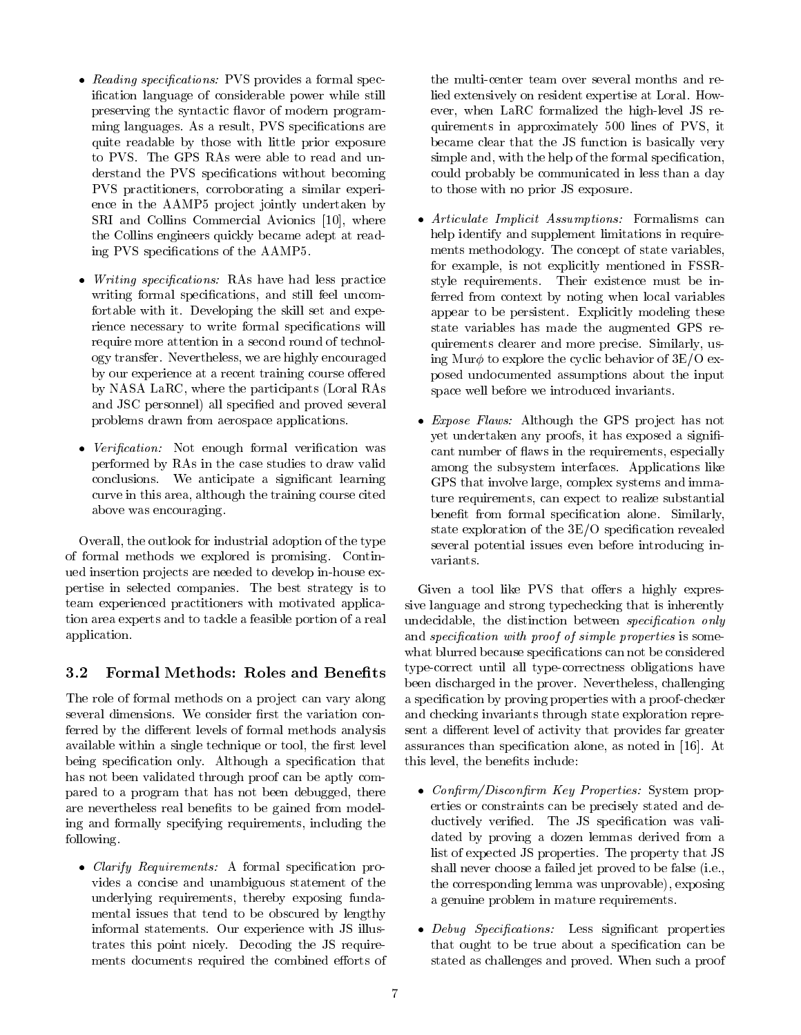- *Reading specifications:* PVS provides a formal specification language of considerable power while still preserving the syntactic flavor of modern programming languages. As a result, PVS specifications are quite readable by those with little prior exposure to PVS. The GPS RAs were able to read and understand the PVS specifications without becoming PVS practitioners, corroborating a similar experience in the AAMP5 project jointly undertaken by SRI and Collins Commercial Avionics [10], where the Collins engineers quickly became adept at reading PVS specifications of the AAMP5.

- *Writing specifications:* RAs have had less practice writing formal specifications, and still feel uncomfortable with it. Developing the skill set and experience necessary to write formal specifications will require more attention in a second round of technology transfer. Nevertheless, we are highly encouraged by our experience at a recent training course offered by NASA LaRC, where the participants (Loral RAs and JSC personnel) all specified and proved several problems drawn from aerospace applications.

- *Verification:* Not enough formal verification was performed by RAs in the case studies to draw valid conclusions. We anticipate a significant learning curve in this area, although the training course cited above was encouraging.

Overall, the outlook for industrial adoption of the type of formal methods we explored is promising. Continued insertion projects are needed to develop in-house expertise in selected companies. The best strategy is to team experienced practitioners with motivated application area experts and to tackle a feasible portion of a real application.

## 3.2 Formal Methods: Roles and Benefits

The role of formal methods on a project can vary along several dimensions. We consider first the variation conferred by the different levels of formal methods analysis available within a single technique or tool, the first level being specification only. Although a specification that has not been validated through proof can be aptly compared to a program that has not been debugged, there are nevertheless real benefits to be gained from modeling and formally specifying requirements, including the following.

- *Clarify Requirements:* A formal specification provides a concise and unambiguous statement of the underlying requirements, thereby exposing fundamental issues that tend to be obscured by lengthy informal statements. Our experience with JS illustrates this point nicely. Decoding the JS requirements documents required the combined efforts of the multi-center team over several months and relied extensively on resident expertise at Loral. However, when LaRC formalized the high-level JS requirements in approximately 500 lines of PVS, it became clear that the JS function is basically very simple and, with the help of the formal specification, could probably be communicated in less than a day to those with no prior JS exposure.

- *Articulate Implicit Assumptions:* Formalisms can help identify and supplement limitations in requirements methodology. The concept of state variables, for example, is not explicitly mentioned in FSSR-style requirements. Their existence must be inferred from context by noting when local variables appear to be persistent. Explicitly modeling these state variables has made the augmented GPS requirements clearer and more precise. Similarly, using Mur$\phi$ to explore the cyclic behavior of 3E/O exposed undocumented assumptions about the input space well before we introduced invariants.

- *Expose Flaws:* Although the GPS project has not yet undertaken any proofs, it has exposed a significant number of flaws in the requirements, especially among the subsystem interfaces. Applications like GPS that involve large, complex systems and immature requirements, can expect to realize substantial benefit from formal specification alone. Similarly, state exploration of the 3E/O specification revealed several potential issues even before introducing invariants.

Given a tool like PVS that offers a highly expressive language and strong typechecking that is inherently undecidable, the distinction between *specification only* and *specification with proof of simple properties* is somewhat blurred because specifications can not be considered type-correct until all type-correctness obligations have been discharged in the prover. Nevertheless, challenging a specification by proving properties with a proof-checker and checking invariants through state exploration represent a different level of activity that provides far greater assurances than specification alone, as noted in [16]. At this level, the benefits include:

- *Confirm/Disconfirm Key Properties:* System properties or constraints can be precisely stated and deductively verified. The JS specification was validated by proving a dozen lemmas derived from a list of expected JS properties. The property that JS shall never choose a failed jet proved to be false (i.e., the corresponding lemma was unprovable), exposing a genuine problem in mature requirements.

- *Debug Specifications:* Less significant properties that ought to be true about a specification can be stated as challenges and proved. When such a proof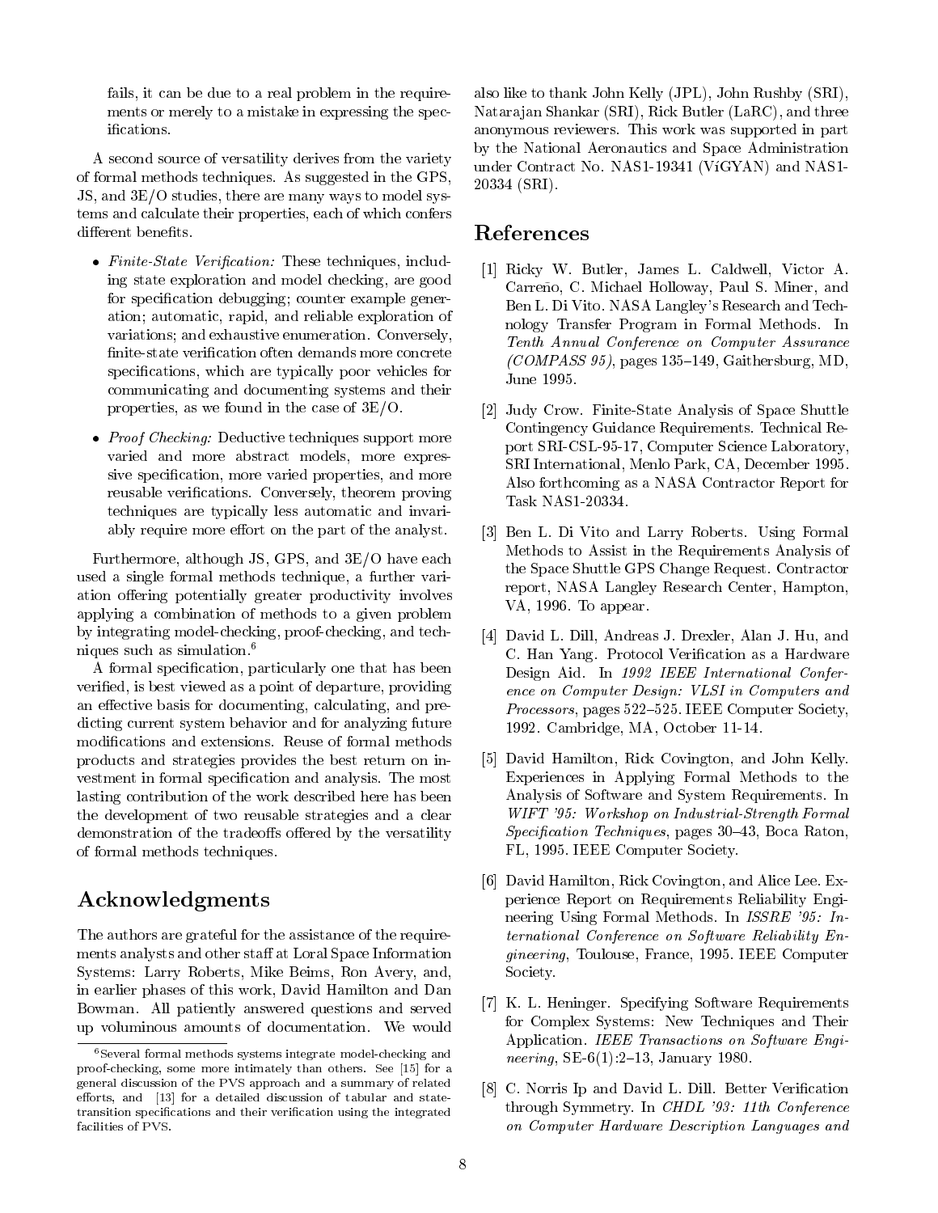fails, it can be due to a real problem in the requirements or merely to a mistake in expressing the specifications.

A second source of versatility derives from the variety of formal methods techniques. As suggested in the GPS, JS, and 3E/O studies, there are many ways to model systems and calculate their properties, each of which confers different benefits.

- *Finite-State Verification:* These techniques, including state exploration and model checking, are good for specification debugging; counter example generation; automatic, rapid, and reliable exploration of variations; and exhaustive enumeration. Conversely, finite-state verification often demands more concrete specifications, which are typically poor vehicles for communicating and documenting systems and their properties, as we found in the case of 3E/O.
- *Proof Checking:* Deductive techniques support more varied and more abstract models, more expressive specification, more varied properties, and more reusable verifications. Conversely, theorem proving techniques are typically less automatic and invariably require more effort on the part of the analyst.

Furthermore, although JS, GPS, and 3E/O have each used a single formal methods technique, a further variation offering potentially greater productivity involves applying a combination of methods to a given problem by integrating model-checking, proof-checking, and techniques such as simulation.[6]

A formal specification, particularly one that has been verified, is best viewed as a point of departure, providing an effective basis for documenting, calculating, and predicting current system behavior and for analyzing future modifications and extensions. Reuse of formal methods products and strategies provides the best return on investment in formal specification and analysis. The most lasting contribution of the work described here has been the development of two reusable strategies and a clear demonstration of the tradeoffs offered by the versatility of formal methods techniques.

[6] Several formal methods systems integrate model-checking and proof-checking, some more intimately than others. See [15] for a general discussion of the PVS approach and a summary of related efforts, and [13] for a detailed discussion of tabular and state-transition specifications and their verification using the integrated facilities of PVS.

## Acknowledgments

The authors are grateful for the assistance of the requirements analysts and other staff at Loral Space Information Systems: Larry Roberts, Mike Beims, Ron Avery, and, in earlier phases of this work, David Hamilton and Dan Bowman. All patiently answered questions and served up voluminous amounts of documentation. We would also like to thank John Kelly (JPL), John Rushby (SRI), Natarajan Shankar (SRI), Rick Butler (LaRC), and three anonymous reviewers. This work was supported in part by the National Aeronautics and Space Administration under Contract No. NAS1-19341 (ViGYAN) and NAS1-20334 (SRI).

## References

[1] Ricky W. Butler, James L. Caldwell, Victor A. Carreño, C. Michael Holloway, Paul S. Miner, and Ben L. Di Vito. NASA Langley's Research and Technology Transfer Program in Formal Methods. In *Tenth Annual Conference on Computer Assurance (COMPASS 95)*, pages 135–149, Gaithersburg, MD, June 1995.

[2] Judy Crow. Finite-State Analysis of Space Shuttle Contingency Guidance Requirements. Technical Report SRI-CSL-95-17, Computer Science Laboratory, SRI International, Menlo Park, CA, December 1995. Also forthcoming as a NASA Contractor Report for Task NAS1-20334.

[3] Ben L. Di Vito and Larry Roberts. Using Formal Methods to Assist in the Requirements Analysis of the Space Shuttle GPS Change Request. Contractor report, NASA Langley Research Center, Hampton, VA, 1996. To appear.

[4] David L. Dill, Andreas J. Drexler, Alan J. Hu, and C. Han Yang. Protocol Verification as a Hardware Design Aid. In *1992 IEEE International Conference on Computer Design: VLSI in Computers and Processors*, pages 522–525. IEEE Computer Society, 1992. Cambridge, MA, October 11-14.

[5] David Hamilton, Rick Covington, and John Kelly. Experiences in Applying Formal Methods to the Analysis of Software and System Requirements. In *WIFT '95: Workshop on Industrial-Strength Formal Specification Techniques*, pages 30–43, Boca Raton, FL, 1995. IEEE Computer Society.

[6] David Hamilton, Rick Covington, and Alice Lee. Experience Report on Requirements Reliability Engineering Using Formal Methods. In *ISSRE '95: International Conference on Software Reliability Engineering*, Toulouse, France, 1995. IEEE Computer Society.

[7] K. L. Heninger. Specifying Software Requirements for Complex Systems: New Techniques and Their Application. *IEEE Transactions on Software Engineering*, SE-6(1):2–13, January 1980.

[8] C. Norris Ip and David L. Dill. Better Verification through Symmetry. In *CHDL '93: 11th Conference on Computer Hardware Description Languages and*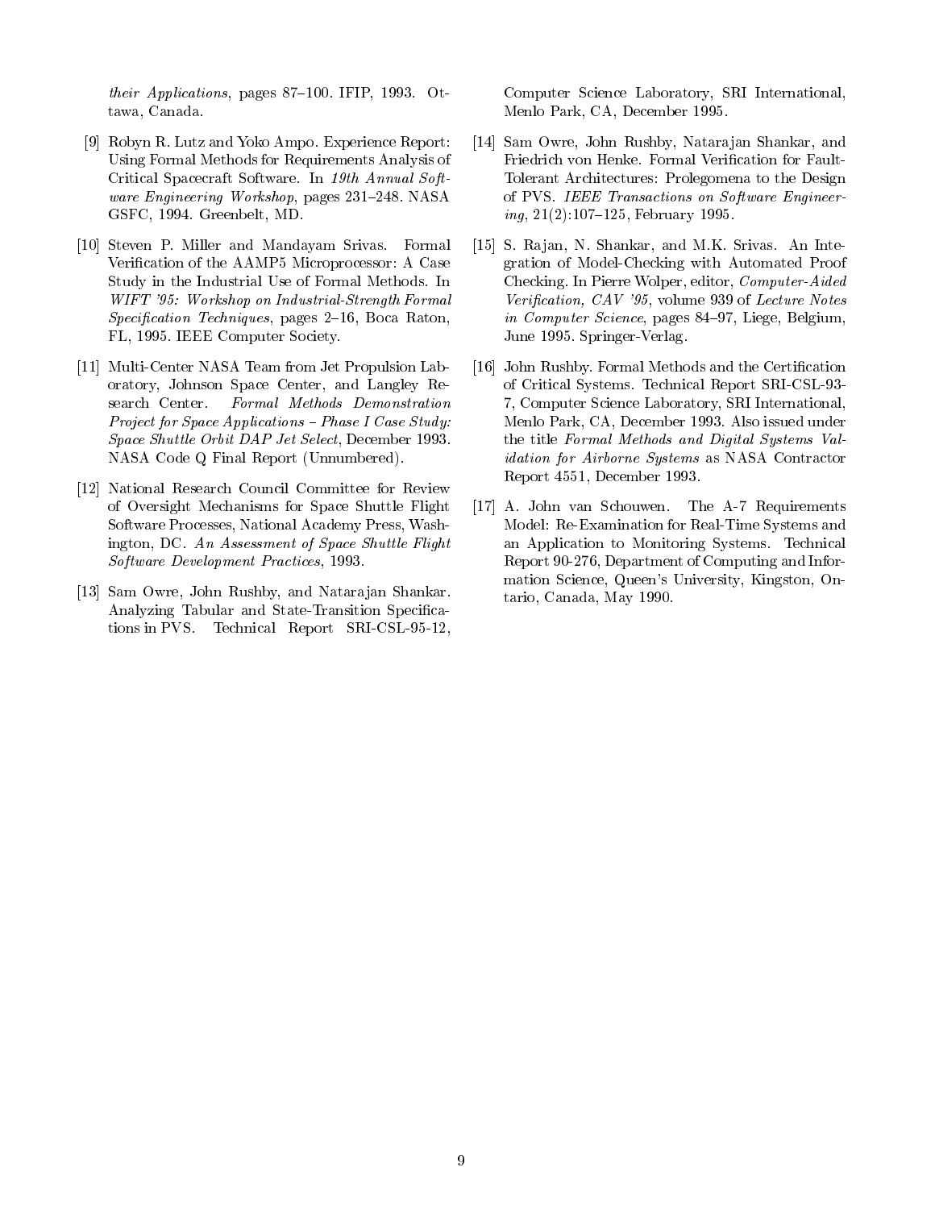*their Applications*, pages 87–100. IFIP, 1993. Ottawa, Canada.

[9] Robyn R. Lutz and Yoko Ampo. Experience Report: Using Formal Methods for Requirements Analysis of Critical Spacecraft Software. In *19th Annual Software Engineering Workshop*, pages 231–248. NASA GSFC, 1994. Greenbelt, MD.

[10] Steven P. Miller and Mandayam Srivas. Formal Verification of the AAMP5 Microprocessor: A Case Study in the Industrial Use of Formal Methods. In *WIFT '95: Workshop on Industrial-Strength Formal Specification Techniques*, pages 2–16, Boca Raton, FL, 1995. IEEE Computer Society.

[11] Multi-Center NASA Team from Jet Propulsion Laboratory, Johnson Space Center, and Langley Research Center. *Formal Methods Demonstration Project for Space Applications – Phase I Case Study: Space Shuttle Orbit DAP Jet Select*, December 1993. NASA Code Q Final Report (Unnumbered).

[12] National Research Council Committee for Review of Oversight Mechanisms for Space Shuttle Flight Software Processes, National Academy Press, Washington, DC. *An Assessment of Space Shuttle Flight Software Development Practices*, 1993.

[13] Sam Owre, John Rushby, and Natarajan Shankar. Analyzing Tabular and State-Transition Specifications in PVS. Technical Report SRI-CSL-95-12, Computer Science Laboratory, SRI International, Menlo Park, CA, December 1995.

[14] Sam Owre, John Rushby, Natarajan Shankar, and Friedrich von Henke. Formal Verification for Fault-Tolerant Architectures: Prolegomena to the Design of PVS. *IEEE Transactions on Software Engineering*, 21(2):107–125, February 1995.

[15] S. Rajan, N. Shankar, and M.K. Srivas. An Integration of Model-Checking with Automated Proof Checking. In Pierre Wolper, editor, *Computer-Aided Verification, CAV '95*, volume 939 of *Lecture Notes in Computer Science*, pages 84–97, Liege, Belgium, June 1995. Springer-Verlag.

[16] John Rushby. Formal Methods and the Certification of Critical Systems. Technical Report SRI-CSL-93-7, Computer Science Laboratory, SRI International, Menlo Park, CA, December 1993. Also issued under the title *Formal Methods and Digital Systems Validation for Airborne Systems* as NASA Contractor Report 4551, December 1993.

[17] A. John van Schouwen. The A-7 Requirements Model: Re-Examination for Real-Time Systems and an Application to Monitoring Systems. Technical Report 90-276, Department of Computing and Information Science, Queen's University, Kingston, Ontario, Canada, May 1990.